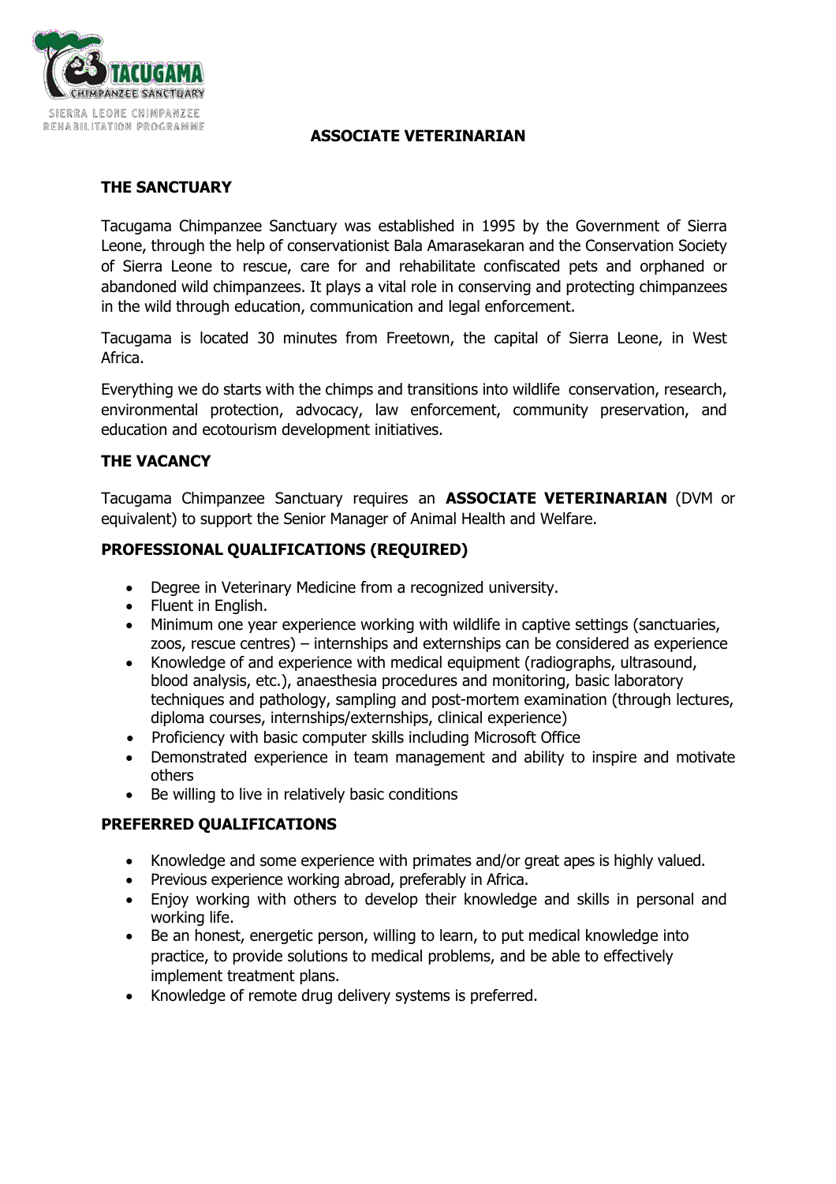TACUGAMA CHIMPANZEE SANCTUARY

SIERRA LEONE CHIMPANZEE REHABILITATION PROGRAMME

# ASSOCIATE VETERINARIAN

## THE SANCTUARY

Tacugama Chimpanzee Sanctuary was established in 1995 by the Government of Sierra Leone, through the help of conservationist Bala Amarasekaran and the Conservation Society of Sierra Leone to rescue, care for and rehabilitate confiscated pets and orphaned or abandoned wild chimpanzees. It plays a vital role in conserving and protecting chimpanzees in the wild through education, communication and legal enforcement.

Tacugama is located 30 minutes from Freetown, the capital of Sierra Leone, in West Africa.

Everything we do starts with the chimps and transitions into wildlife conservation, research, environmental protection, advocacy, law enforcement, community preservation, and education and ecotourism development initiatives.

## THE VACANCY

Tacugama Chimpanzee Sanctuary requires an **ASSOCIATE VETERINARIAN** (DVM or equivalent) to support the Senior Manager of Animal Health and Welfare.

## PROFESSIONAL QUALIFICATIONS (REQUIRED)

- Degree in Veterinary Medicine from a recognized university.
- Fluent in English.
- Minimum one year experience working with wildlife in captive settings (sanctuaries, zoos, rescue centres) – internships and externships can be considered as experience
- Knowledge of and experience with medical equipment (radiographs, ultrasound, blood analysis, etc.), anaesthesia procedures and monitoring, basic laboratory techniques and pathology, sampling and post-mortem examination (through lectures, diploma courses, internships/externships, clinical experience)
- Proficiency with basic computer skills including Microsoft Office
- Demonstrated experience in team management and ability to inspire and motivate others
- Be willing to live in relatively basic conditions

## PREFERRED QUALIFICATIONS

- Knowledge and some experience with primates and/or great apes is highly valued.
- Previous experience working abroad, preferably in Africa.
- Enjoy working with others to develop their knowledge and skills in personal and working life.
- Be an honest, energetic person, willing to learn, to put medical knowledge into practice, to provide solutions to medical problems, and be able to effectively implement treatment plans.
- Knowledge of remote drug delivery systems is preferred.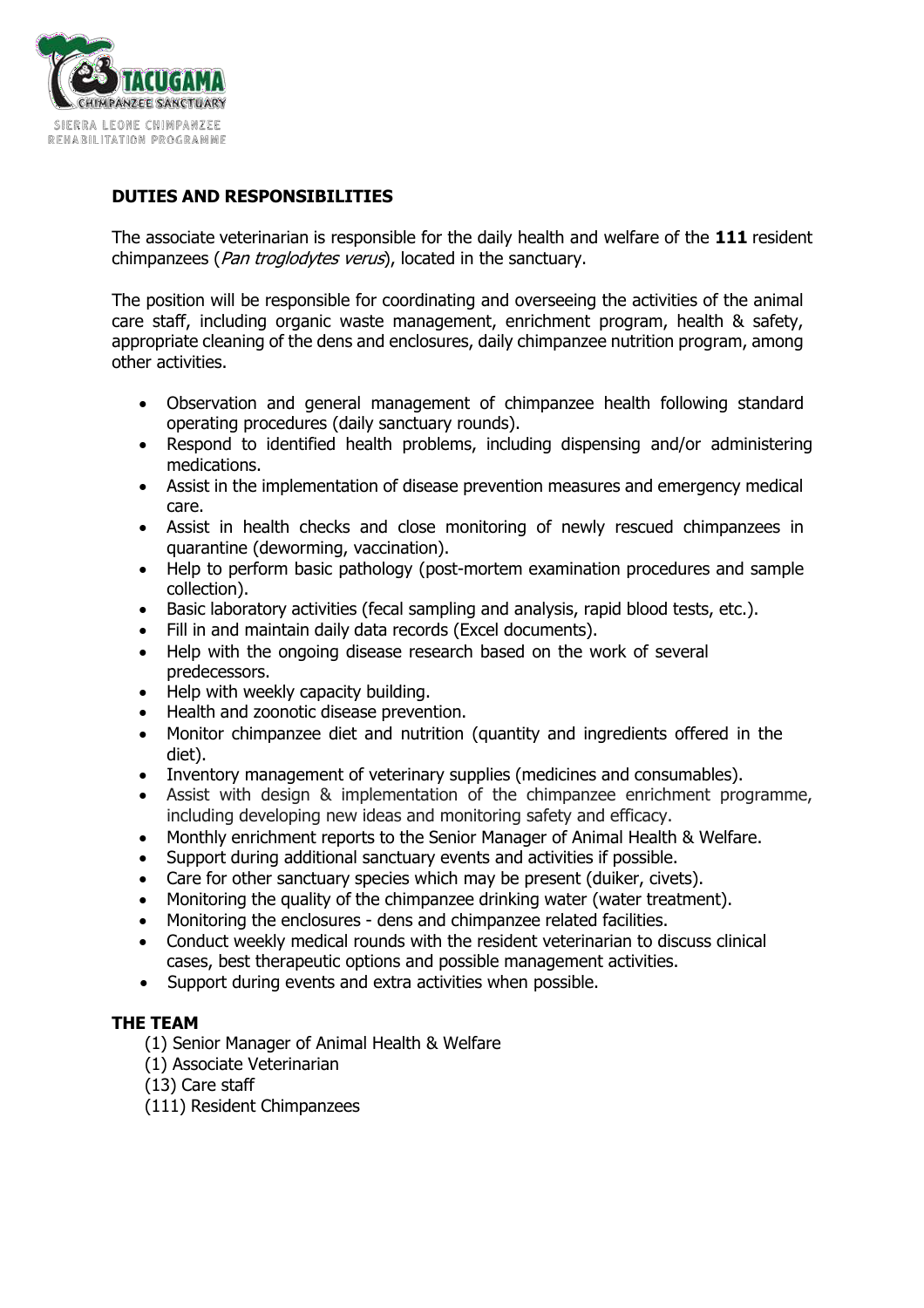**DUTIES AND RESPONSIBILITIES**

The associate veterinarian is responsible for the daily health and welfare of the **111** resident chimpanzees (*Pan troglodytes verus*), located in the sanctuary.

The position will be responsible for coordinating and overseeing the activities of the animal care staff, including organic waste management, enrichment program, health & safety, appropriate cleaning of the dens and enclosures, daily chimpanzee nutrition program, among other activities.

- Observation and general management of chimpanzee health following standard operating procedures (daily sanctuary rounds).
- Respond to identified health problems, including dispensing and/or administering medications.
- Assist in the implementation of disease prevention measures and emergency medical care.
- Assist in health checks and close monitoring of newly rescued chimpanzees in quarantine (deworming, vaccination).
- Help to perform basic pathology (post-mortem examination procedures and sample collection).
- Basic laboratory activities (fecal sampling and analysis, rapid blood tests, etc.).
- Fill in and maintain daily data records (Excel documents).
- Help with the ongoing disease research based on the work of several predecessors.
- Help with weekly capacity building.
- Health and zoonotic disease prevention.
- Monitor chimpanzee diet and nutrition (quantity and ingredients offered in the diet).
- Inventory management of veterinary supplies (medicines and consumables).
- Assist with design & implementation of the chimpanzee enrichment programme, including developing new ideas and monitoring safety and efficacy.
- Monthly enrichment reports to the Senior Manager of Animal Health & Welfare.
- Support during additional sanctuary events and activities if possible.
- Care for other sanctuary species which may be present (duiker, civets).
- Monitoring the quality of the chimpanzee drinking water (water treatment).
- Monitoring the enclosures - dens and chimpanzee related facilities.
- Conduct weekly medical rounds with the resident veterinarian to discuss clinical cases, best therapeutic options and possible management activities.
- Support during events and extra activities when possible.

**THE TEAM**

(1) Senior Manager of Animal Health & Welfare
(1) Associate Veterinarian
(13) Care staff
(111) Resident Chimpanzees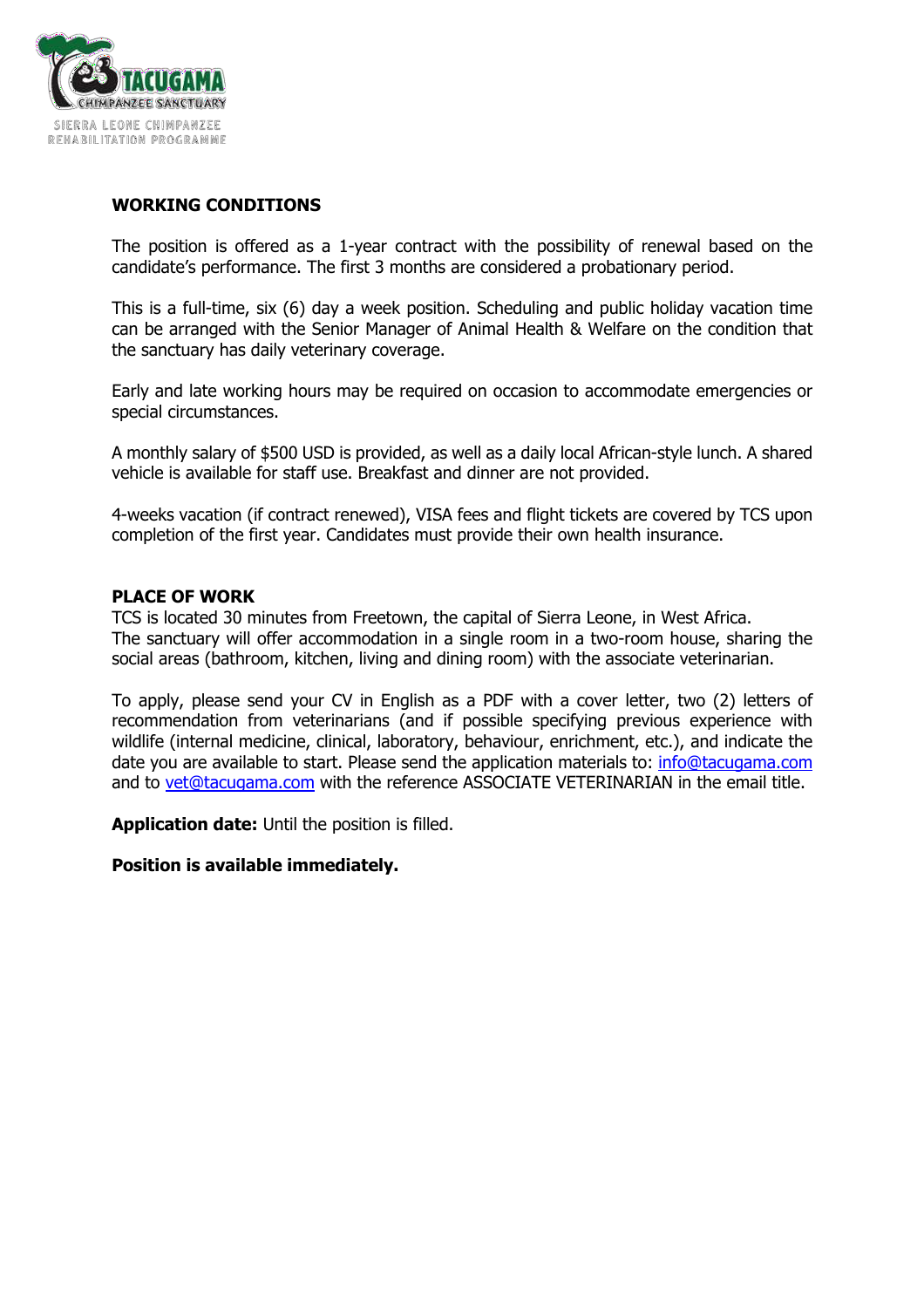**WORKING CONDITIONS**

The position is offered as a 1-year contract with the possibility of renewal based on the candidate's performance. The first 3 months are considered a probationary period.

This is a full-time, six (6) day a week position. Scheduling and public holiday vacation time can be arranged with the Senior Manager of Animal Health & Welfare on the condition that the sanctuary has daily veterinary coverage.

Early and late working hours may be required on occasion to accommodate emergencies or special circumstances.

A monthly salary of $500 USD is provided, as well as a daily local African-style lunch. A shared vehicle is available for staff use. Breakfast and dinner are not provided.

4-weeks vacation (if contract renewed), VISA fees and flight tickets are covered by TCS upon completion of the first year. Candidates must provide their own health insurance.

**PLACE OF WORK**

TCS is located 30 minutes from Freetown, the capital of Sierra Leone, in West Africa.
The sanctuary will offer accommodation in a single room in a two-room house, sharing the social areas (bathroom, kitchen, living and dining room) with the associate veterinarian.

To apply, please send your CV in English as a PDF with a cover letter, two (2) letters of recommendation from veterinarians (and if possible specifying previous experience with wildlife (internal medicine, clinical, laboratory, behaviour, enrichment, etc.), and indicate the date you are available to start. Please send the application materials to: info@tacugama.com and to vet@tacugama.com with the reference ASSOCIATE VETERINARIAN in the email title.

**Application date:** Until the position is filled.

**Position is available immediately.**